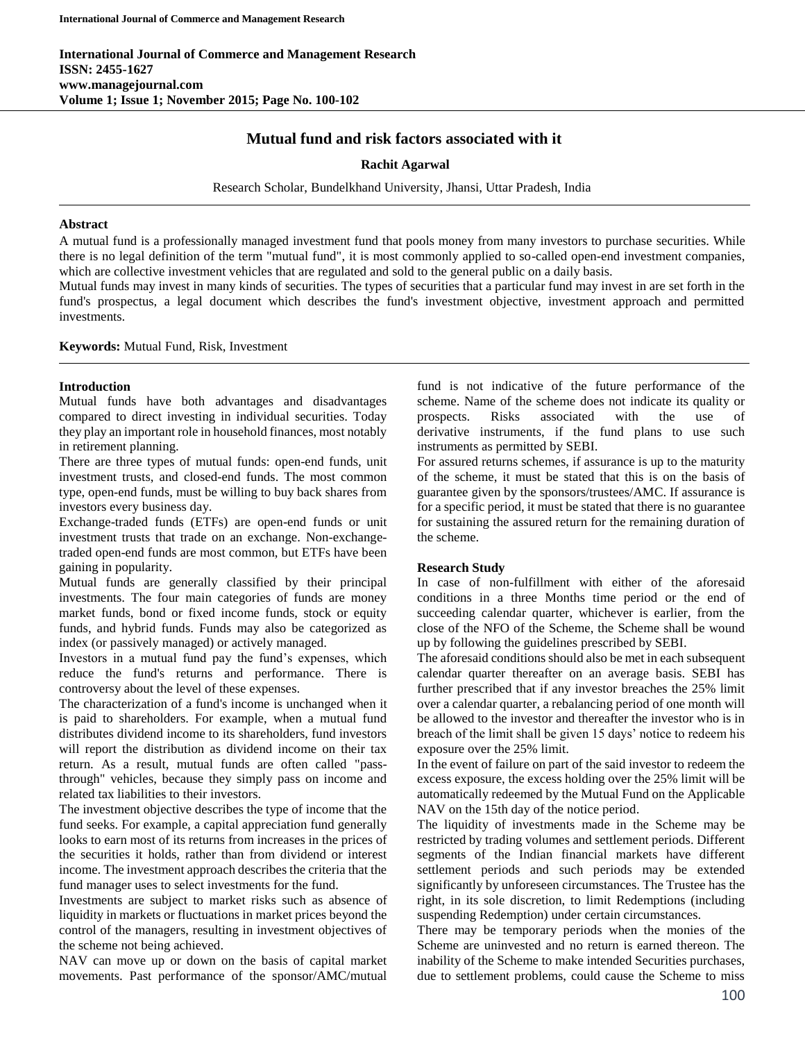International Journal of Commerce and Management Research
ISSN: 2455-1627
www.managejournal.com
Volume 1; Issue 1; November 2015; Page No. 100-102

# Mutual fund and risk factors associated with it

**Rachit Agarwal**

Research Scholar, Bundelkhand University, Jhansi, Uttar Pradesh, India

## Abstract

A mutual fund is a professionally managed investment fund that pools money from many investors to purchase securities. While there is no legal definition of the term "mutual fund", it is most commonly applied to so-called open-end investment companies, which are collective investment vehicles that are regulated and sold to the general public on a daily basis.

Mutual funds may invest in many kinds of securities. The types of securities that a particular fund may invest in are set forth in the fund's prospectus, a legal document which describes the fund's investment objective, investment approach and permitted investments.

**Keywords:** Mutual Fund, Risk, Investment

## Introduction

Mutual funds have both advantages and disadvantages compared to direct investing in individual securities. Today they play an important role in household finances, most notably in retirement planning.

There are three types of mutual funds: open-end funds, unit investment trusts, and closed-end funds. The most common type, open-end funds, must be willing to buy back shares from investors every business day.

Exchange-traded funds (ETFs) are open-end funds or unit investment trusts that trade on an exchange. Non-exchange-traded open-end funds are most common, but ETFs have been gaining in popularity.

Mutual funds are generally classified by their principal investments. The four main categories of funds are money market funds, bond or fixed income funds, stock or equity funds, and hybrid funds. Funds may also be categorized as index (or passively managed) or actively managed.

Investors in a mutual fund pay the fund's expenses, which reduce the fund's returns and performance. There is controversy about the level of these expenses.

The characterization of a fund's income is unchanged when it is paid to shareholders. For example, when a mutual fund distributes dividend income to its shareholders, fund investors will report the distribution as dividend income on their tax return. As a result, mutual funds are often called "pass-through" vehicles, because they simply pass on income and related tax liabilities to their investors.

The investment objective describes the type of income that the fund seeks. For example, a capital appreciation fund generally looks to earn most of its returns from increases in the prices of the securities it holds, rather than from dividend or interest income. The investment approach describes the criteria that the fund manager uses to select investments for the fund.

Investments are subject to market risks such as absence of liquidity in markets or fluctuations in market prices beyond the control of the managers, resulting in investment objectives of the scheme not being achieved.

NAV can move up or down on the basis of capital market movements. Past performance of the sponsor/AMC/mutual fund is not indicative of the future performance of the scheme. Name of the scheme does not indicate its quality or prospects. Risks associated with the use of derivative instruments, if the fund plans to use such instruments as permitted by SEBI.

For assured returns schemes, if assurance is up to the maturity of the scheme, it must be stated that this is on the basis of guarantee given by the sponsors/trustees/AMC. If assurance is for a specific period, it must be stated that there is no guarantee for sustaining the assured return for the remaining duration of the scheme.

## Research Study

In case of non-fulfillment with either of the aforesaid conditions in a three Months time period or the end of succeeding calendar quarter, whichever is earlier, from the close of the NFO of the Scheme, the Scheme shall be wound up by following the guidelines prescribed by SEBI.

The aforesaid conditions should also be met in each subsequent calendar quarter thereafter on an average basis. SEBI has further prescribed that if any investor breaches the 25% limit over a calendar quarter, a rebalancing period of one month will be allowed to the investor and thereafter the investor who is in breach of the limit shall be given 15 days' notice to redeem his exposure over the 25% limit.

In the event of failure on part of the said investor to redeem the excess exposure, the excess holding over the 25% limit will be automatically redeemed by the Mutual Fund on the Applicable NAV on the 15th day of the notice period.

The liquidity of investments made in the Scheme may be restricted by trading volumes and settlement periods. Different segments of the Indian financial markets have different settlement periods and such periods may be extended significantly by unforeseen circumstances. The Trustee has the right, in its sole discretion, to limit Redemptions (including suspending Redemption) under certain circumstances.

There may be temporary periods when the monies of the Scheme are uninvested and no return is earned thereon. The inability of the Scheme to make intended Securities purchases, due to settlement problems, could cause the Scheme to miss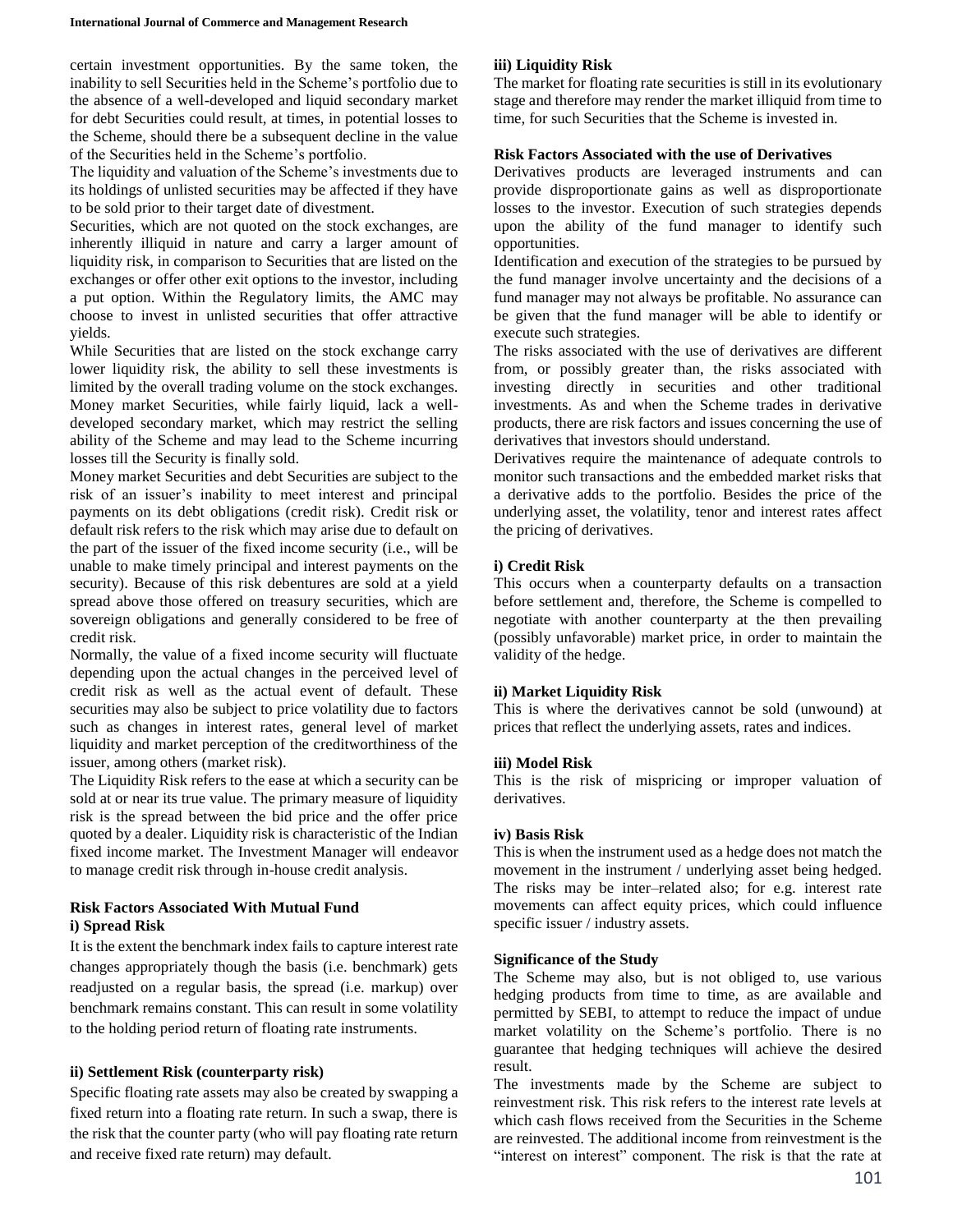certain investment opportunities. By the same token, the inability to sell Securities held in the Scheme's portfolio due to the absence of a well-developed and liquid secondary market for debt Securities could result, at times, in potential losses to the Scheme, should there be a subsequent decline in the value of the Securities held in the Scheme's portfolio.

The liquidity and valuation of the Scheme's investments due to its holdings of unlisted securities may be affected if they have to be sold prior to their target date of divestment.

Securities, which are not quoted on the stock exchanges, are inherently illiquid in nature and carry a larger amount of liquidity risk, in comparison to Securities that are listed on the exchanges or offer other exit options to the investor, including a put option. Within the Regulatory limits, the AMC may choose to invest in unlisted securities that offer attractive yields.

While Securities that are listed on the stock exchange carry lower liquidity risk, the ability to sell these investments is limited by the overall trading volume on the stock exchanges. Money market Securities, while fairly liquid, lack a well-developed secondary market, which may restrict the selling ability of the Scheme and may lead to the Scheme incurring losses till the Security is finally sold.

Money market Securities and debt Securities are subject to the risk of an issuer's inability to meet interest and principal payments on its debt obligations (credit risk). Credit risk or default risk refers to the risk which may arise due to default on the part of the issuer of the fixed income security (i.e., will be unable to make timely principal and interest payments on the security). Because of this risk debentures are sold at a yield spread above those offered on treasury securities, which are sovereign obligations and generally considered to be free of credit risk.

Normally, the value of a fixed income security will fluctuate depending upon the actual changes in the perceived level of credit risk as well as the actual event of default. These securities may also be subject to price volatility due to factors such as changes in interest rates, general level of market liquidity and market perception of the creditworthiness of the issuer, among others (market risk).

The Liquidity Risk refers to the ease at which a security can be sold at or near its true value. The primary measure of liquidity risk is the spread between the bid price and the offer price quoted by a dealer. Liquidity risk is characteristic of the Indian fixed income market. The Investment Manager will endeavor to manage credit risk through in-house credit analysis.

### Risk Factors Associated With Mutual Fund

#### i) Spread Risk

It is the extent the benchmark index fails to capture interest rate changes appropriately though the basis (i.e. benchmark) gets readjusted on a regular basis, the spread (i.e. markup) over benchmark remains constant. This can result in some volatility to the holding period return of floating rate instruments.

#### ii) Settlement Risk (counterparty risk)

Specific floating rate assets may also be created by swapping a fixed return into a floating rate return. In such a swap, there is the risk that the counter party (who will pay floating rate return and receive fixed rate return) may default.

#### iii) Liquidity Risk

The market for floating rate securities is still in its evolutionary stage and therefore may render the market illiquid from time to time, for such Securities that the Scheme is invested in.

### Risk Factors Associated with the use of Derivatives

Derivatives products are leveraged instruments and can provide disproportionate gains as well as disproportionate losses to the investor. Execution of such strategies depends upon the ability of the fund manager to identify such opportunities.

Identification and execution of the strategies to be pursued by the fund manager involve uncertainty and the decisions of a fund manager may not always be profitable. No assurance can be given that the fund manager will be able to identify or execute such strategies.

The risks associated with the use of derivatives are different from, or possibly greater than, the risks associated with investing directly in securities and other traditional investments. As and when the Scheme trades in derivative products, there are risk factors and issues concerning the use of derivatives that investors should understand.

Derivatives require the maintenance of adequate controls to monitor such transactions and the embedded market risks that a derivative adds to the portfolio. Besides the price of the underlying asset, the volatility, tenor and interest rates affect the pricing of derivatives.

#### i) Credit Risk

This occurs when a counterparty defaults on a transaction before settlement and, therefore, the Scheme is compelled to negotiate with another counterparty at the then prevailing (possibly unfavorable) market price, in order to maintain the validity of the hedge.

#### ii) Market Liquidity Risk

This is where the derivatives cannot be sold (unwound) at prices that reflect the underlying assets, rates and indices.

#### iii) Model Risk

This is the risk of mispricing or improper valuation of derivatives.

#### iv) Basis Risk

This is when the instrument used as a hedge does not match the movement in the instrument / underlying asset being hedged. The risks may be inter–related also; for e.g. interest rate movements can affect equity prices, which could influence specific issuer / industry assets.

### Significance of the Study

The Scheme may also, but is not obliged to, use various hedging products from time to time, as are available and permitted by SEBI, to attempt to reduce the impact of undue market volatility on the Scheme's portfolio. There is no guarantee that hedging techniques will achieve the desired result.

The investments made by the Scheme are subject to reinvestment risk. This risk refers to the interest rate levels at which cash flows received from the Securities in the Scheme are reinvested. The additional income from reinvestment is the "interest on interest" component. The risk is that the rate at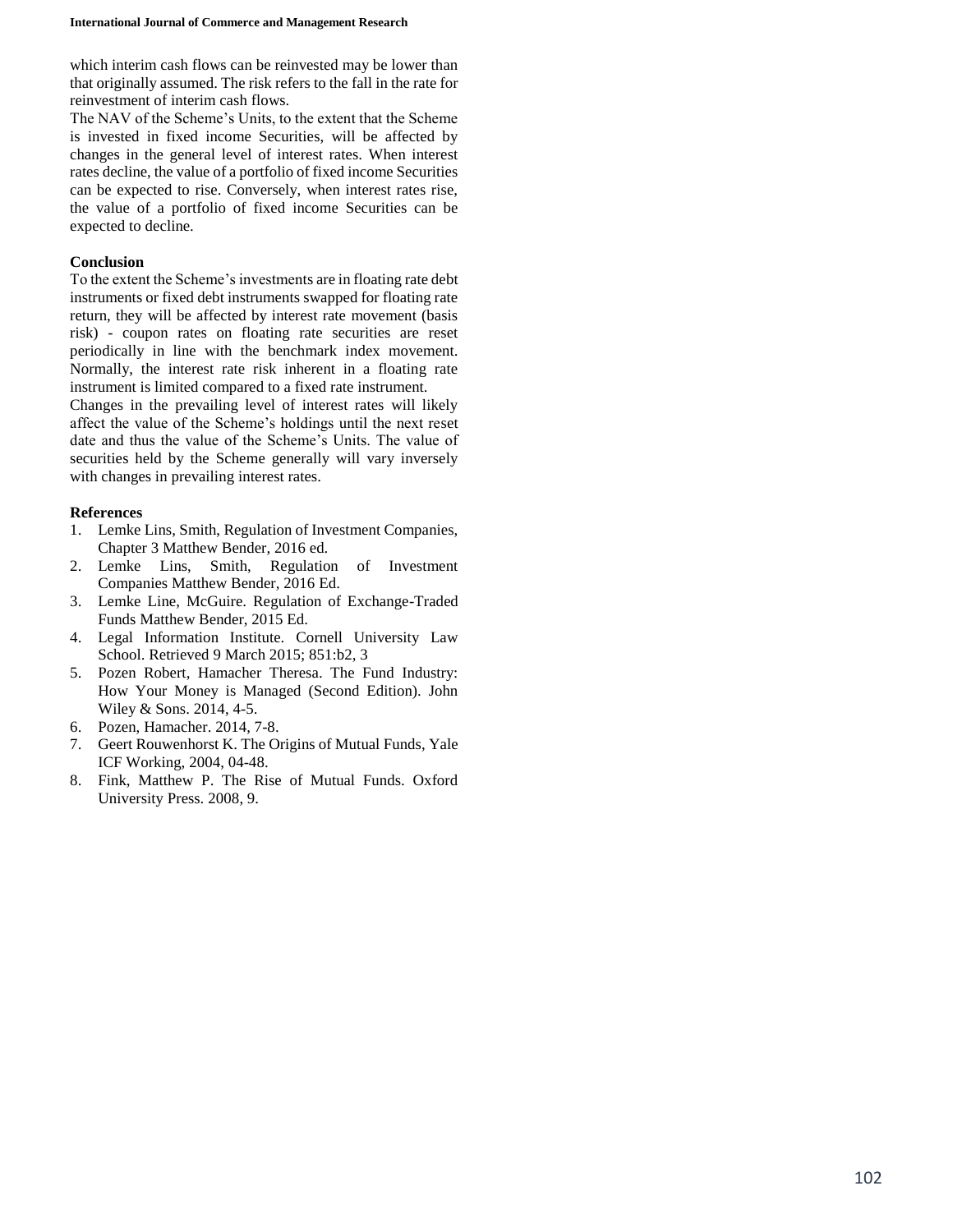which interim cash flows can be reinvested may be lower than that originally assumed. The risk refers to the fall in the rate for reinvestment of interim cash flows.

The NAV of the Scheme's Units, to the extent that the Scheme is invested in fixed income Securities, will be affected by changes in the general level of interest rates. When interest rates decline, the value of a portfolio of fixed income Securities can be expected to rise. Conversely, when interest rates rise, the value of a portfolio of fixed income Securities can be expected to decline.

## Conclusion

To the extent the Scheme's investments are in floating rate debt instruments or fixed debt instruments swapped for floating rate return, they will be affected by interest rate movement (basis risk) - coupon rates on floating rate securities are reset periodically in line with the benchmark index movement. Normally, the interest rate risk inherent in a floating rate instrument is limited compared to a fixed rate instrument.

Changes in the prevailing level of interest rates will likely affect the value of the Scheme's holdings until the next reset date and thus the value of the Scheme's Units. The value of securities held by the Scheme generally will vary inversely with changes in prevailing interest rates.

## References

1. Lemke Lins, Smith, Regulation of Investment Companies, Chapter 3 Matthew Bender, 2016 ed.
2. Lemke Lins, Smith, Regulation of Investment Companies Matthew Bender, 2016 Ed.
3. Lemke Line, McGuire. Regulation of Exchange-Traded Funds Matthew Bender, 2015 Ed.
4. Legal Information Institute. Cornell University Law School. Retrieved 9 March 2015; 851:b2, 3
5. Pozen Robert, Hamacher Theresa. The Fund Industry: How Your Money is Managed (Second Edition). John Wiley & Sons. 2014, 4-5.
6. Pozen, Hamacher. 2014, 7-8.
7. Geert Rouwenhorst K. The Origins of Mutual Funds, Yale ICF Working, 2004, 04-48.
8. Fink, Matthew P. The Rise of Mutual Funds. Oxford University Press. 2008, 9.